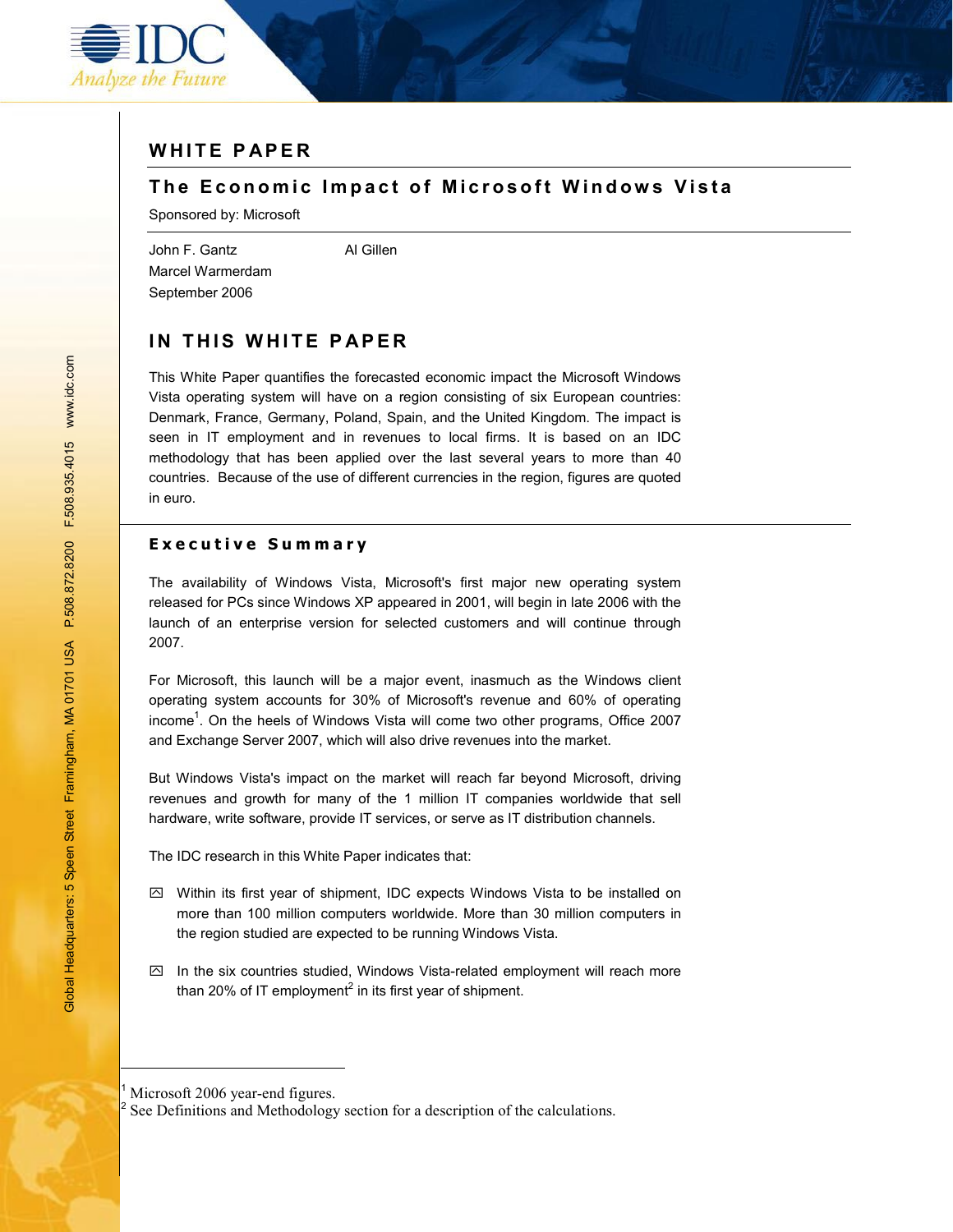# WHITE PAPER

## The Economic Impact of Microsoft Windows Vista

Sponsored by: Microsoft

John F. Gantz
Marcel Warmerdam
Al Gillen
September 2006

## IN THIS WHITE PAPER

This White Paper quantifies the forecasted economic impact the Microsoft Windows Vista operating system will have on a region consisting of six European countries: Denmark, France, Germany, Poland, Spain, and the United Kingdom. The impact is seen in IT employment and in revenues to local firms. It is based on an IDC methodology that has been applied over the last several years to more than 40 countries. Because of the use of different currencies in the region, figures are quoted in euro.

### Executive Summary

The availability of Windows Vista, Microsoft's first major new operating system released for PCs since Windows XP appeared in 2001, will begin in late 2006 with the launch of an enterprise version for selected customers and will continue through 2007.

For Microsoft, this launch will be a major event, inasmuch as the Windows client operating system accounts for 30% of Microsoft's revenue and 60% of operating income[1]. On the heels of Windows Vista will come two other programs, Office 2007 and Exchange Server 2007, which will also drive revenues into the market.

But Windows Vista's impact on the market will reach far beyond Microsoft, driving revenues and growth for many of the 1 million IT companies worldwide that sell hardware, write software, provide IT services, or serve as IT distribution channels.

The IDC research in this White Paper indicates that:

- Within its first year of shipment, IDC expects Windows Vista to be installed on more than 100 million computers worldwide. More than 30 million computers in the region studied are expected to be running Windows Vista.
- In the six countries studied, Windows Vista-related employment will reach more than 20% of IT employment[2] in its first year of shipment.

---

[1] Microsoft 2006 year-end figures.
[2] See Definitions and Methodology section for a description of the calculations.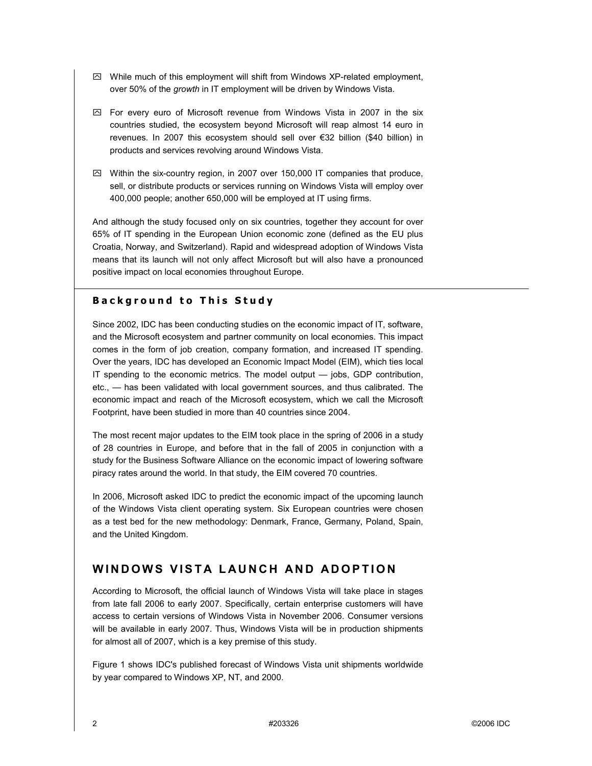- While much of this employment will shift from Windows XP-related employment, over 50% of the *growth* in IT employment will be driven by Windows Vista.
- For every euro of Microsoft revenue from Windows Vista in 2007 in the six countries studied, the ecosystem beyond Microsoft will reap almost 14 euro in revenues. In 2007 this ecosystem should sell over €32 billion ($40 billion) in products and services revolving around Windows Vista.
- Within the six-country region, in 2007 over 150,000 IT companies that produce, sell, or distribute products or services running on Windows Vista will employ over 400,000 people; another 650,000 will be employed at IT using firms.

And although the study focused only on six countries, together they account for over 65% of IT spending in the European Union economic zone (defined as the EU plus Croatia, Norway, and Switzerland). Rapid and widespread adoption of Windows Vista means that its launch will not only affect Microsoft but will also have a pronounced positive impact on local economies throughout Europe.

### Background to This Study

Since 2002, IDC has been conducting studies on the economic impact of IT, software, and the Microsoft ecosystem and partner community on local economies. This impact comes in the form of job creation, company formation, and increased IT spending. Over the years, IDC has developed an Economic Impact Model (EIM), which ties local IT spending to the economic metrics. The model output — jobs, GDP contribution, etc., — has been validated with local government sources, and thus calibrated. The economic impact and reach of the Microsoft ecosystem, which we call the Microsoft Footprint, have been studied in more than 40 countries since 2004.

The most recent major updates to the EIM took place in the spring of 2006 in a study of 28 countries in Europe, and before that in the fall of 2005 in conjunction with a study for the Business Software Alliance on the economic impact of lowering software piracy rates around the world. In that study, the EIM covered 70 countries.

In 2006, Microsoft asked IDC to predict the economic impact of the upcoming launch of the Windows Vista client operating system. Six European countries were chosen as a test bed for the new methodology: Denmark, France, Germany, Poland, Spain, and the United Kingdom.

## WINDOWS VISTA LAUNCH AND ADOPTION

According to Microsoft, the official launch of Windows Vista will take place in stages from late fall 2006 to early 2007. Specifically, certain enterprise customers will have access to certain versions of Windows Vista in November 2006. Consumer versions will be available in early 2007. Thus, Windows Vista will be in production shipments for almost all of 2007, which is a key premise of this study.

Figure 1 shows IDC's published forecast of Windows Vista unit shipments worldwide by year compared to Windows XP, NT, and 2000.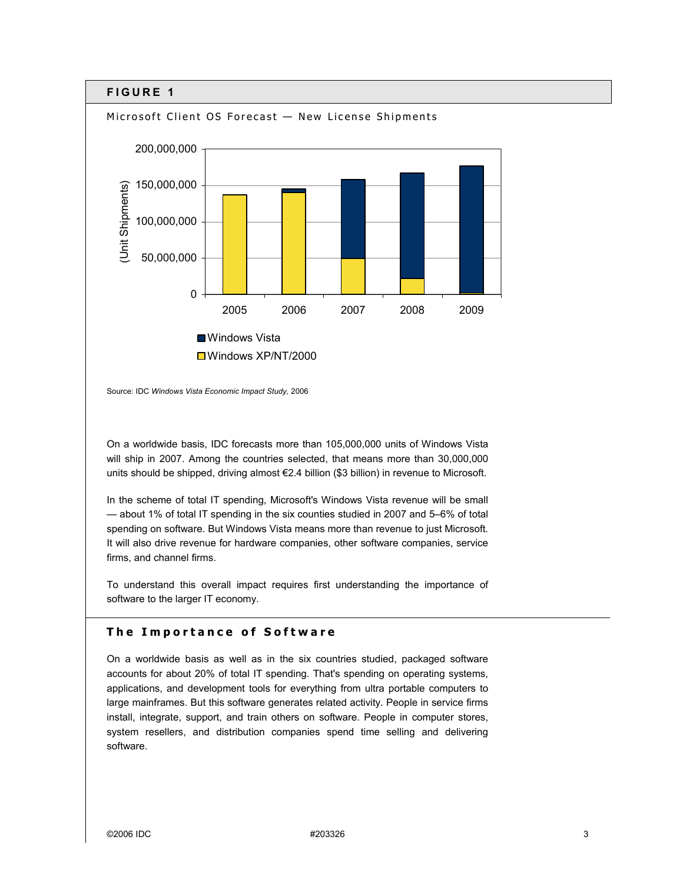**FIGURE 1**

Microsoft Client OS Forecast — New License Shipments

Source: IDC *Windows Vista Economic Impact Study*, 2006

On a worldwide basis, IDC forecasts more than 105,000,000 units of Windows Vista will ship in 2007. Among the countries selected, that means more than 30,000,000 units should be shipped, driving almost €2.4 billion ($3 billion) in revenue to Microsoft.

In the scheme of total IT spending, Microsoft's Windows Vista revenue will be small — about 1% of total IT spending in the six counties studied in 2007 and 5–6% of total spending on software. But Windows Vista means more than revenue to just Microsoft. It will also drive revenue for hardware companies, other software companies, service firms, and channel firms.

To understand this overall impact requires first understanding the importance of software to the larger IT economy.

## The Importance of Software

On a worldwide basis as well as in the six countries studied, packaged software accounts for about 20% of total IT spending. That's spending on operating systems, applications, and development tools for everything from ultra portable computers to large mainframes. But this software generates related activity. People in service firms install, integrate, support, and train others on software. People in computer stores, system resellers, and distribution companies spend time selling and delivering software.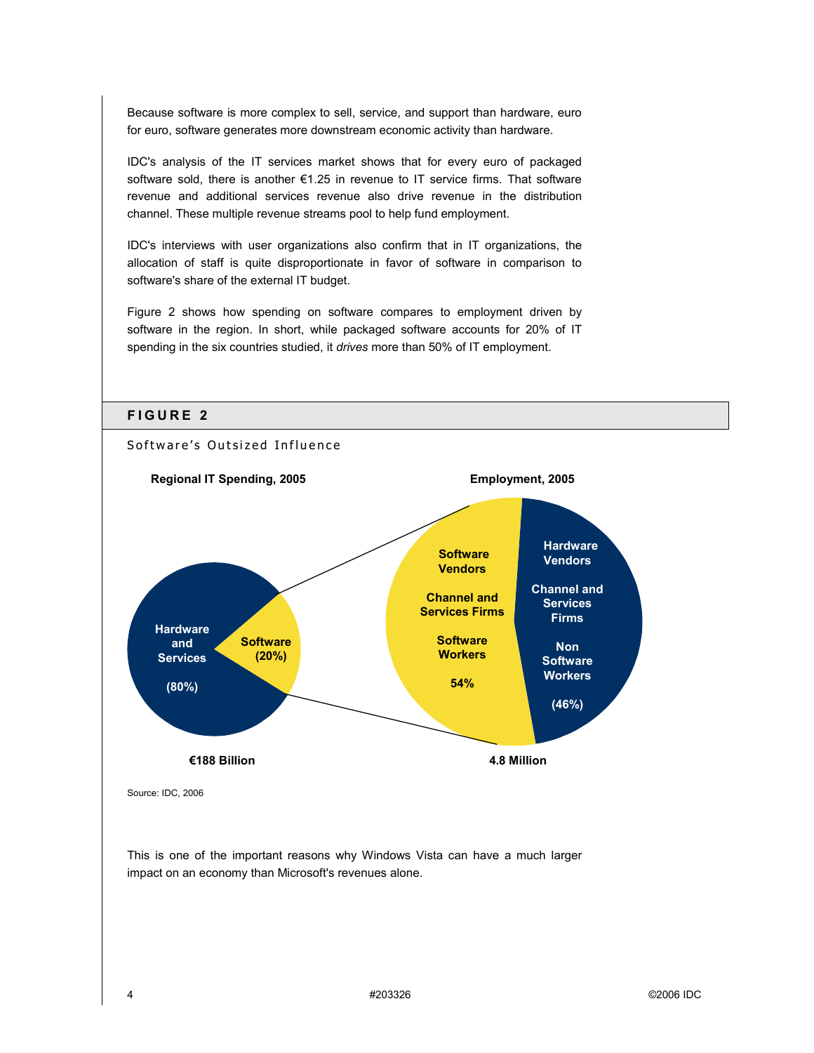Because software is more complex to sell, service, and support than hardware, euro for euro, software generates more downstream economic activity than hardware.

IDC's analysis of the IT services market shows that for every euro of packaged software sold, there is another €1.25 in revenue to IT service firms. That software revenue and additional services revenue also drive revenue in the distribution channel. These multiple revenue streams pool to help fund employment.

IDC's interviews with user organizations also confirm that in IT organizations, the allocation of staff is quite disproportionate in favor of software in comparison to software's share of the external IT budget.

Figure 2 shows how spending on software compares to employment driven by software in the region. In short, while packaged software accounts for 20% of IT spending in the six countries studied, it *drives* more than 50% of IT employment.

## FIGURE 2

Software's Outsized Influence

**Regional IT Spending, 2005**

- Hardware and Services (80%)
- Software (20%)

**€188 Billion**

**Employment, 2005**

- Software Vendors, Channel and Services Firms, Software Workers: 54%
- Hardware Vendors, Channel and Services Firms, Non Software Workers: (46%)

**4.8 Million**

Source: IDC, 2006

This is one of the important reasons why Windows Vista can have a much larger impact on an economy than Microsoft's revenues alone.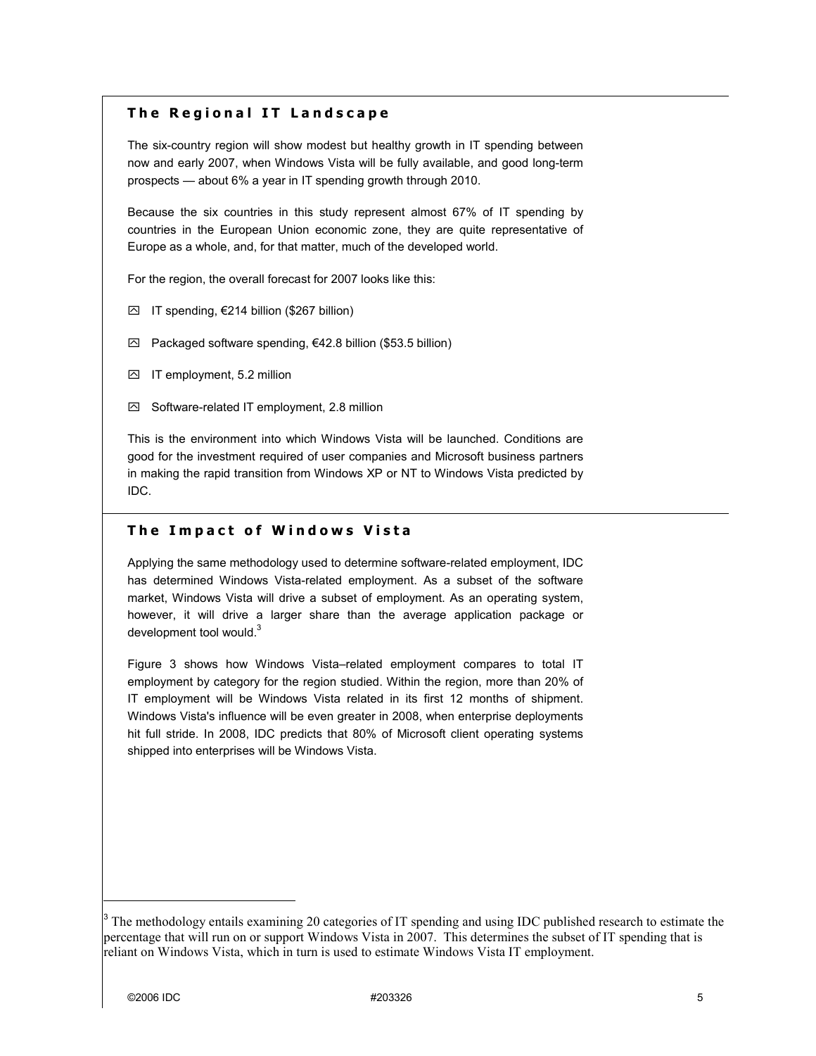## The Regional IT Landscape

The six-country region will show modest but healthy growth in IT spending between now and early 2007, when Windows Vista will be fully available, and good long-term prospects — about 6% a year in IT spending growth through 2010.

Because the six countries in this study represent almost 67% of IT spending by countries in the European Union economic zone, they are quite representative of Europe as a whole, and, for that matter, much of the developed world.

For the region, the overall forecast for 2007 looks like this:

- IT spending, €214 billion ($267 billion)
- Packaged software spending, €42.8 billion ($53.5 billion)
- IT employment, 5.2 million
- Software-related IT employment, 2.8 million

This is the environment into which Windows Vista will be launched. Conditions are good for the investment required of user companies and Microsoft business partners in making the rapid transition from Windows XP or NT to Windows Vista predicted by IDC.

## The Impact of Windows Vista

Applying the same methodology used to determine software-related employment, IDC has determined Windows Vista-related employment. As a subset of the software market, Windows Vista will drive a subset of employment. As an operating system, however, it will drive a larger share than the average application package or development tool would.[3]

Figure 3 shows how Windows Vista–related employment compares to total IT employment by category for the region studied. Within the region, more than 20% of IT employment will be Windows Vista related in its first 12 months of shipment. Windows Vista's influence will be even greater in 2008, when enterprise deployments hit full stride. In 2008, IDC predicts that 80% of Microsoft client operating systems shipped into enterprises will be Windows Vista.

---

[3] The methodology entails examining 20 categories of IT spending and using IDC published research to estimate the percentage that will run on or support Windows Vista in 2007. This determines the subset of IT spending that is reliant on Windows Vista, which in turn is used to estimate Windows Vista IT employment.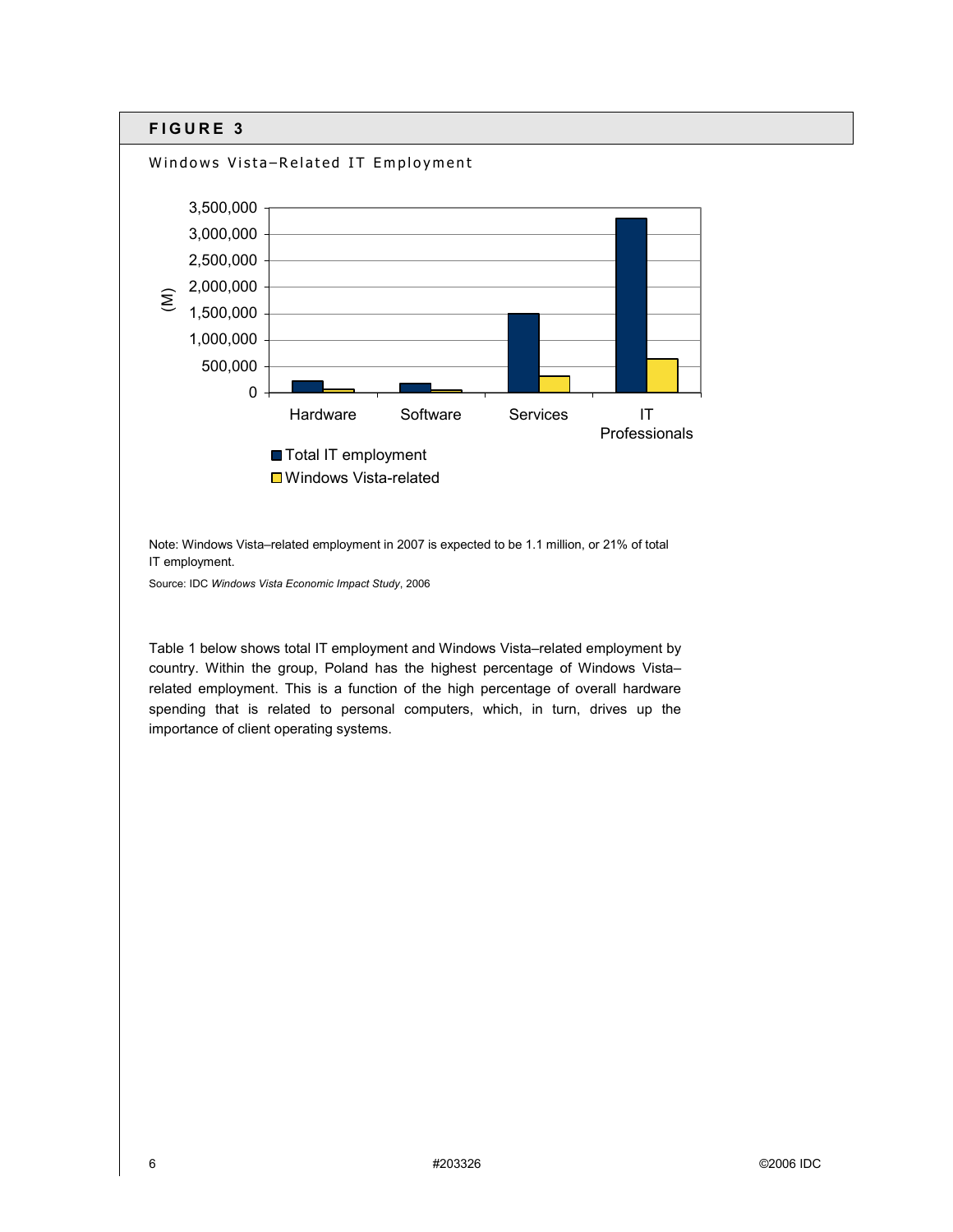## FIGURE 3

Windows Vista–Related IT Employment

Note: Windows Vista–related employment in 2007 is expected to be 1.1 million, or 21% of total IT employment.

Source: IDC *Windows Vista Economic Impact Study*, 2006

Table 1 below shows total IT employment and Windows Vista–related employment by country. Within the group, Poland has the highest percentage of Windows Vista–related employment. This is a function of the high percentage of overall hardware spending that is related to personal computers, which, in turn, drives up the importance of client operating systems.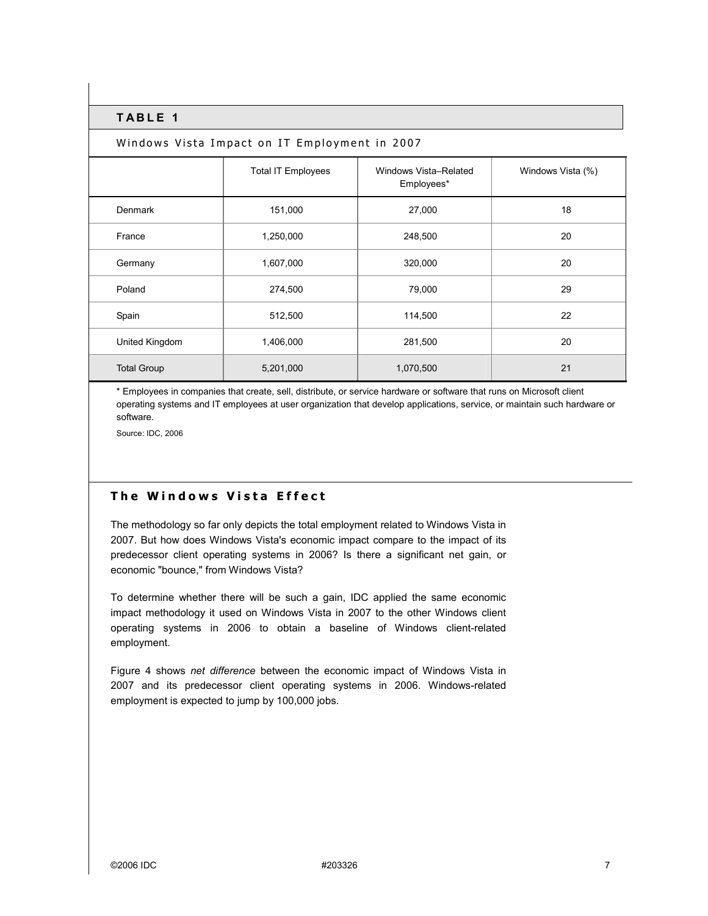## TABLE 1

Windows Vista Impact on IT Employment in 2007

| | Total IT Employees | Windows Vista–Related Employees* | Windows Vista (%) |
|---|---|---|---|
| Denmark | 151,000 | 27,000 | 18 |
| France | 1,250,000 | 248,500 | 20 |
| Germany | 1,607,000 | 320,000 | 20 |
| Poland | 274,500 | 79,000 | 29 |
| Spain | 512,500 | 114,500 | 22 |
| United Kingdom | 1,406,000 | 281,500 | 20 |
| Total Group | 5,201,000 | 1,070,500 | 21 |

* Employees in companies that create, sell, distribute, or service hardware or software that runs on Microsoft client operating systems and IT employees at user organization that develop applications, service, or maintain such hardware or software.

Source: IDC, 2006

## The Windows Vista Effect

The methodology so far only depicts the total employment related to Windows Vista in 2007. But how does Windows Vista's economic impact compare to the impact of its predecessor client operating systems in 2006? Is there a significant net gain, or economic "bounce," from Windows Vista?

To determine whether there will be such a gain, IDC applied the same economic impact methodology it used on Windows Vista in 2007 to the other Windows client operating systems in 2006 to obtain a baseline of Windows client-related employment.

Figure 4 shows *net difference* between the economic impact of Windows Vista in 2007 and its predecessor client operating systems in 2006. Windows-related employment is expected to jump by 100,000 jobs.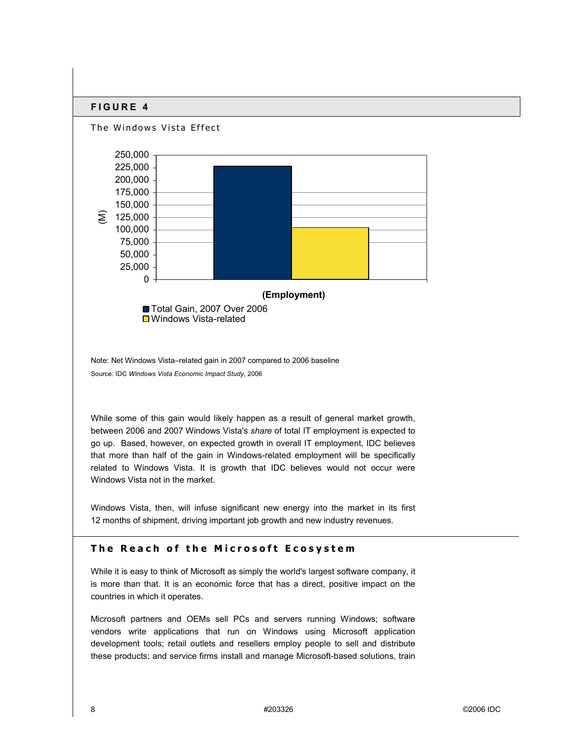## FIGURE 4

The Windows Vista Effect

Note: Net Windows Vista–related gain in 2007 compared to 2006 baseline

Source: IDC *Windows Vista Economic Impact Study*, 2006

While some of this gain would likely happen as a result of general market growth, between 2006 and 2007 Windows Vista's *share* of total IT employment is expected to go up. Based, however, on expected growth in overall IT employment, IDC believes that more than half of the gain in Windows-related employment will be specifically related to Windows Vista. It is growth that IDC believes would not occur were Windows Vista not in the market.

Windows Vista, then, will infuse significant new energy into the market in its first 12 months of shipment, driving important job growth and new industry revenues.

## The Reach of the Microsoft Ecosystem

While it is easy to think of Microsoft as simply the world's largest software company, it is more than that. It is an economic force that has a direct, positive impact on the countries in which it operates.

Microsoft partners and OEMs sell PCs and servers running Windows; software vendors write applications that run on Windows using Microsoft application development tools; retail outlets and resellers employ people to sell and distribute these products; and service firms install and manage Microsoft-based solutions, train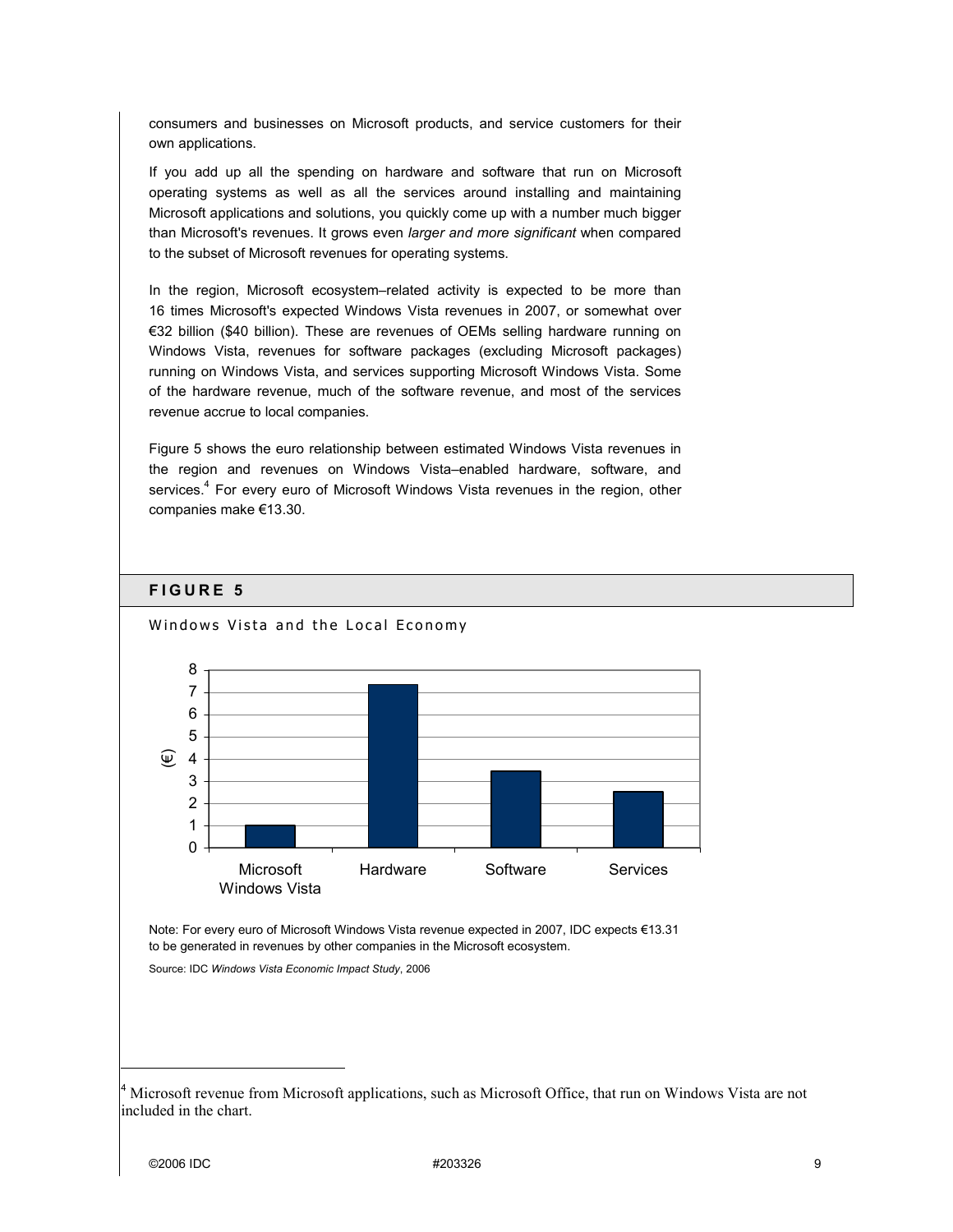consumers and businesses on Microsoft products, and service customers for their own applications.

If you add up all the spending on hardware and software that run on Microsoft operating systems as well as all the services around installing and maintaining Microsoft applications and solutions, you quickly come up with a number much bigger than Microsoft's revenues. It grows even *larger and more significant* when compared to the subset of Microsoft revenues for operating systems.

In the region, Microsoft ecosystem–related activity is expected to be more than 16 times Microsoft's expected Windows Vista revenues in 2007, or somewhat over €32 billion ($40 billion). These are revenues of OEMs selling hardware running on Windows Vista, revenues for software packages (excluding Microsoft packages) running on Windows Vista, and services supporting Microsoft Windows Vista. Some of the hardware revenue, much of the software revenue, and most of the services revenue accrue to local companies.

Figure 5 shows the euro relationship between estimated Windows Vista revenues in the region and revenues on Windows Vista–enabled hardware, software, and services.[4] For every euro of Microsoft Windows Vista revenues in the region, other companies make €13.30.

## FIGURE 5

Windows Vista and the Local Economy

| | Microsoft Windows Vista | Hardware | Software | Services |
|---|---|---|---|---|
| (€) | 1 | ~7.3 | ~3.5 | ~2.5 |

Note: For every euro of Microsoft Windows Vista revenue expected in 2007, IDC expects €13.31 to be generated in revenues by other companies in the Microsoft ecosystem.

Source: IDC *Windows Vista Economic Impact Study*, 2006

[4] Microsoft revenue from Microsoft applications, such as Microsoft Office, that run on Windows Vista are not included in the chart.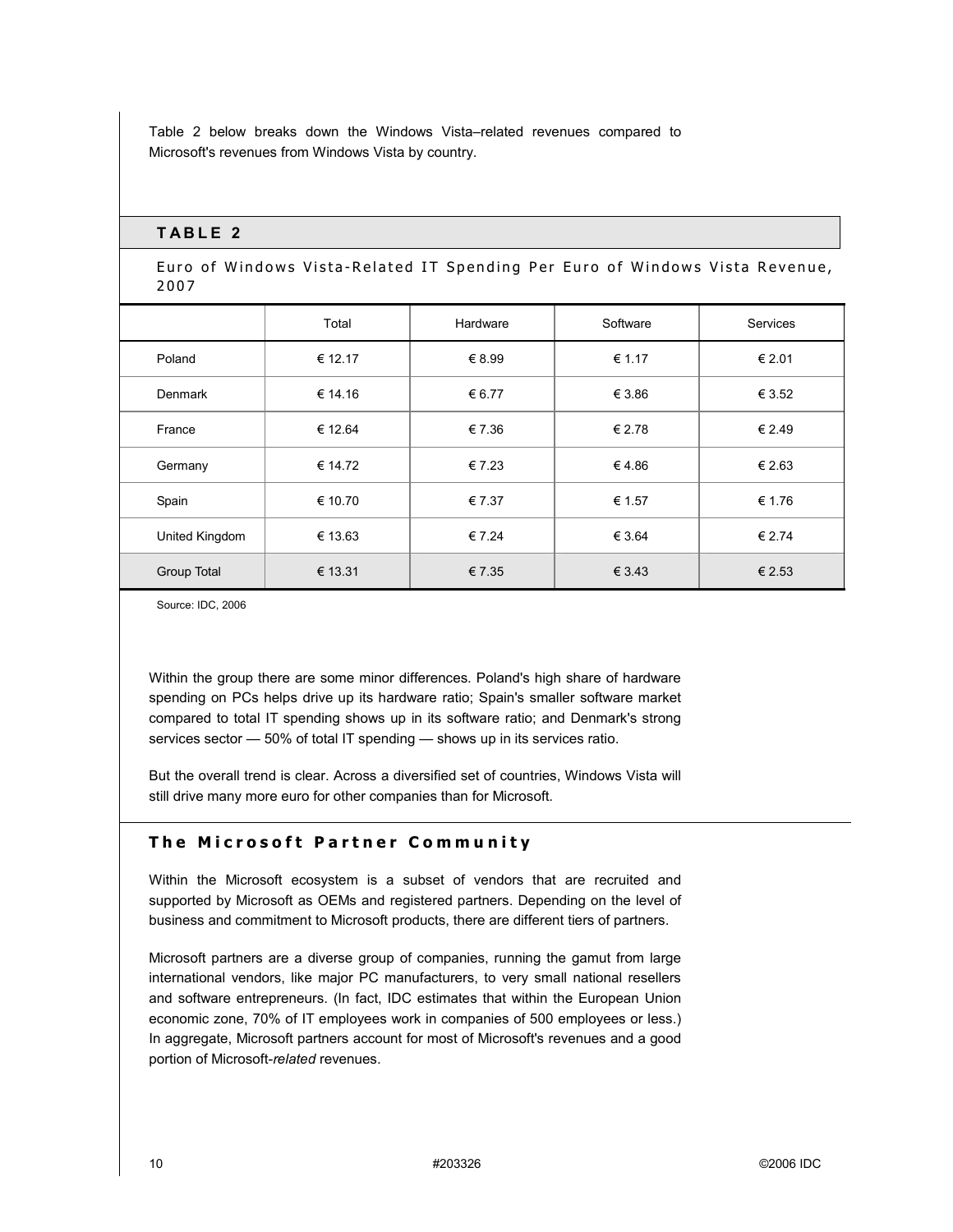Table 2 below breaks down the Windows Vista–related revenues compared to Microsoft's revenues from Windows Vista by country.

## TABLE 2

Euro of Windows Vista-Related IT Spending Per Euro of Windows Vista Revenue, 2007

| | Total | Hardware | Software | Services |
|---|---|---|---|---|
| Poland | € 12.17 | € 8.99 | € 1.17 | € 2.01 |
| Denmark | € 14.16 | € 6.77 | € 3.86 | € 3.52 |
| France | € 12.64 | € 7.36 | € 2.78 | € 2.49 |
| Germany | € 14.72 | € 7.23 | € 4.86 | € 2.63 |
| Spain | € 10.70 | € 7.37 | € 1.57 | € 1.76 |
| United Kingdom | € 13.63 | € 7.24 | € 3.64 | € 2.74 |
| Group Total | € 13.31 | € 7.35 | € 3.43 | € 2.53 |

Source: IDC, 2006

Within the group there are some minor differences. Poland's high share of hardware spending on PCs helps drive up its hardware ratio; Spain's smaller software market compared to total IT spending shows up in its software ratio; and Denmark's strong services sector — 50% of total IT spending — shows up in its services ratio.

But the overall trend is clear. Across a diversified set of countries, Windows Vista will still drive many more euro for other companies than for Microsoft.

### The Microsoft Partner Community

Within the Microsoft ecosystem is a subset of vendors that are recruited and supported by Microsoft as OEMs and registered partners. Depending on the level of business and commitment to Microsoft products, there are different tiers of partners.

Microsoft partners are a diverse group of companies, running the gamut from large international vendors, like major PC manufacturers, to very small national resellers and software entrepreneurs. (In fact, IDC estimates that within the European Union economic zone, 70% of IT employees work in companies of 500 employees or less.) In aggregate, Microsoft partners account for most of Microsoft's revenues and a good portion of Microsoft-*related* revenues.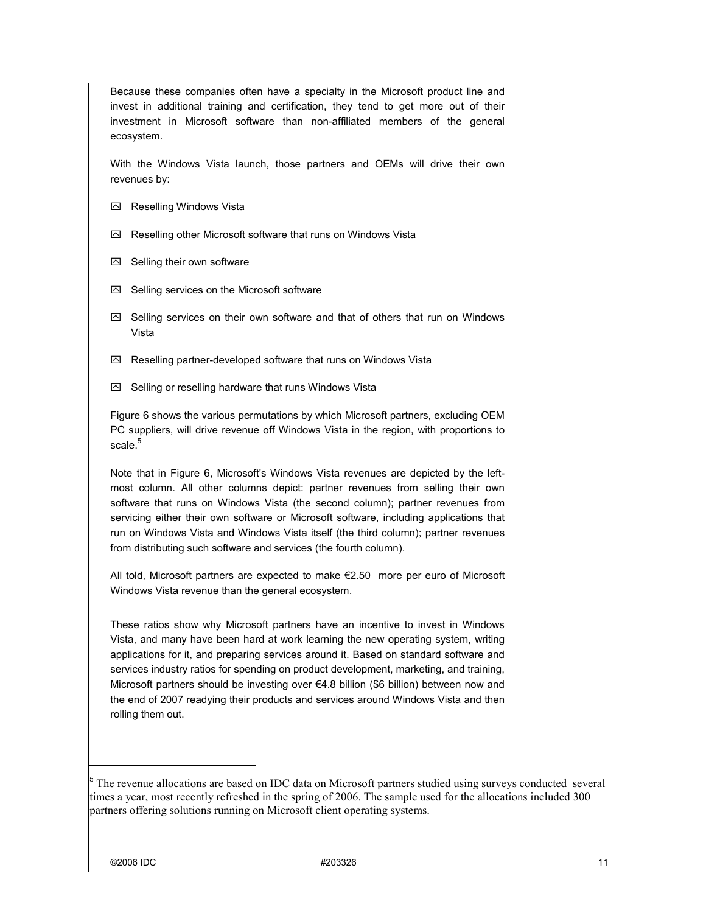Because these companies often have a specialty in the Microsoft product line and invest in additional training and certification, they tend to get more out of their investment in Microsoft software than non-affiliated members of the general ecosystem.

With the Windows Vista launch, those partners and OEMs will drive their own revenues by:

- Reselling Windows Vista
- Reselling other Microsoft software that runs on Windows Vista
- Selling their own software
- Selling services on the Microsoft software
- Selling services on their own software and that of others that run on Windows Vista
- Reselling partner-developed software that runs on Windows Vista
- Selling or reselling hardware that runs Windows Vista

Figure 6 shows the various permutations by which Microsoft partners, excluding OEM PC suppliers, will drive revenue off Windows Vista in the region, with proportions to scale.[5]

Note that in Figure 6, Microsoft's Windows Vista revenues are depicted by the left-most column. All other columns depict: partner revenues from selling their own software that runs on Windows Vista (the second column); partner revenues from servicing either their own software or Microsoft software, including applications that run on Windows Vista and Windows Vista itself (the third column); partner revenues from distributing such software and services (the fourth column).

All told, Microsoft partners are expected to make €2.50 more per euro of Microsoft Windows Vista revenue than the general ecosystem.

These ratios show why Microsoft partners have an incentive to invest in Windows Vista, and many have been hard at work learning the new operating system, writing applications for it, and preparing services around it. Based on standard software and services industry ratios for spending on product development, marketing, and training, Microsoft partners should be investing over €4.8 billion ($6 billion) between now and the end of 2007 readying their products and services around Windows Vista and then rolling them out.

---

[5] The revenue allocations are based on IDC data on Microsoft partners studied using surveys conducted several times a year, most recently refreshed in the spring of 2006. The sample used for the allocations included 300 partners offering solutions running on Microsoft client operating systems.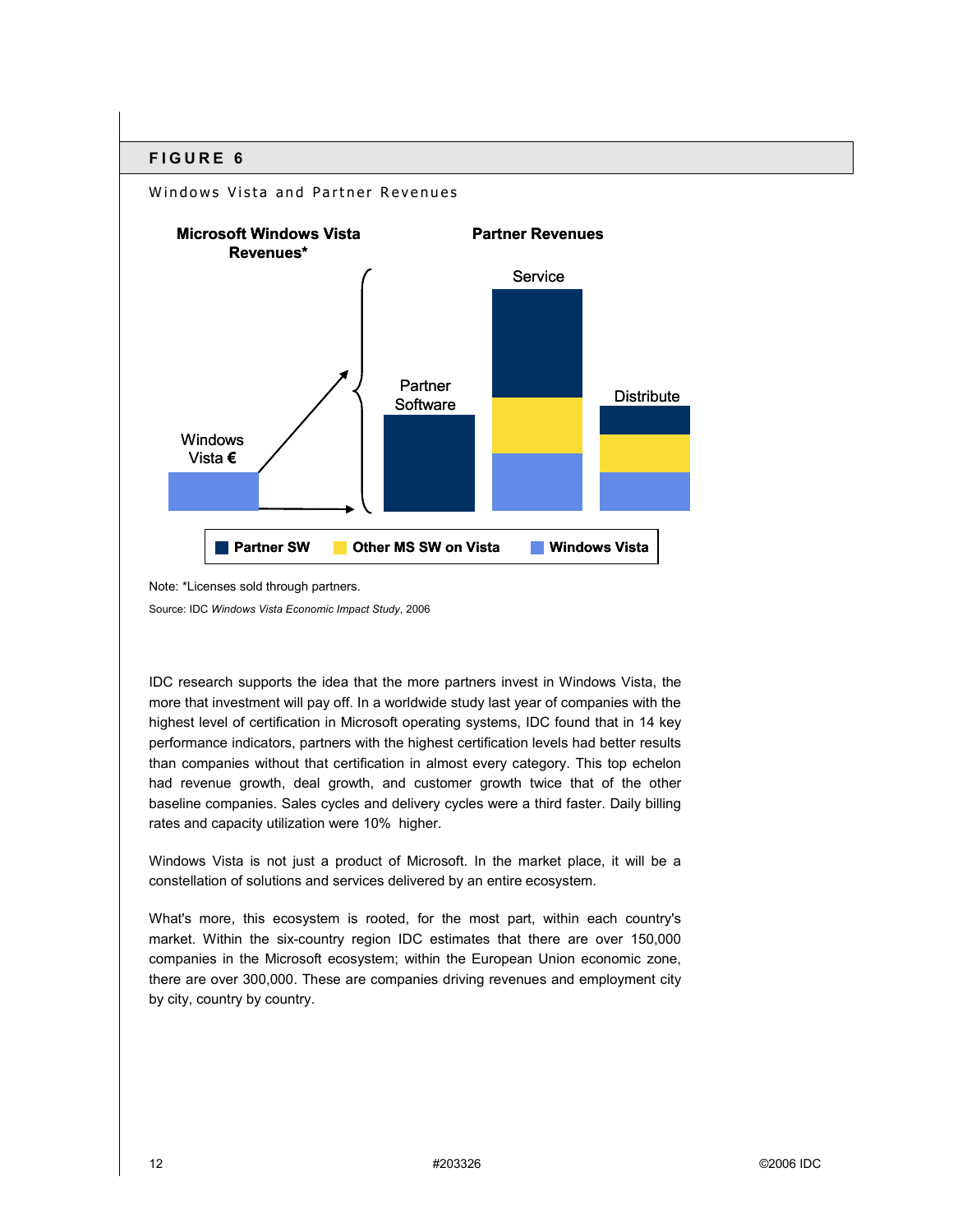## FIGURE 6

Windows Vista and Partner Revenues

**Microsoft Windows Vista Revenues***

**Partner Revenues**

Windows Vista €

Partner Software

Service

Distribute

**Partner SW** **Other MS SW on Vista** **Windows Vista**

Note: *Licenses sold through partners.

Source: IDC *Windows Vista Economic Impact Study*, 2006

IDC research supports the idea that the more partners invest in Windows Vista, the more that investment will pay off. In a worldwide study last year of companies with the highest level of certification in Microsoft operating systems, IDC found that in 14 key performance indicators, partners with the highest certification levels had better results than companies without that certification in almost every category. This top echelon had revenue growth, deal growth, and customer growth twice that of the other baseline companies. Sales cycles and delivery cycles were a third faster. Daily billing rates and capacity utilization were 10% higher.

Windows Vista is not just a product of Microsoft. In the market place, it will be a constellation of solutions and services delivered by an entire ecosystem.

What's more, this ecosystem is rooted, for the most part, within each country's market. Within the six-country region IDC estimates that there are over 150,000 companies in the Microsoft ecosystem; within the European Union economic zone, there are over 300,000. These are companies driving revenues and employment city by city, country by country.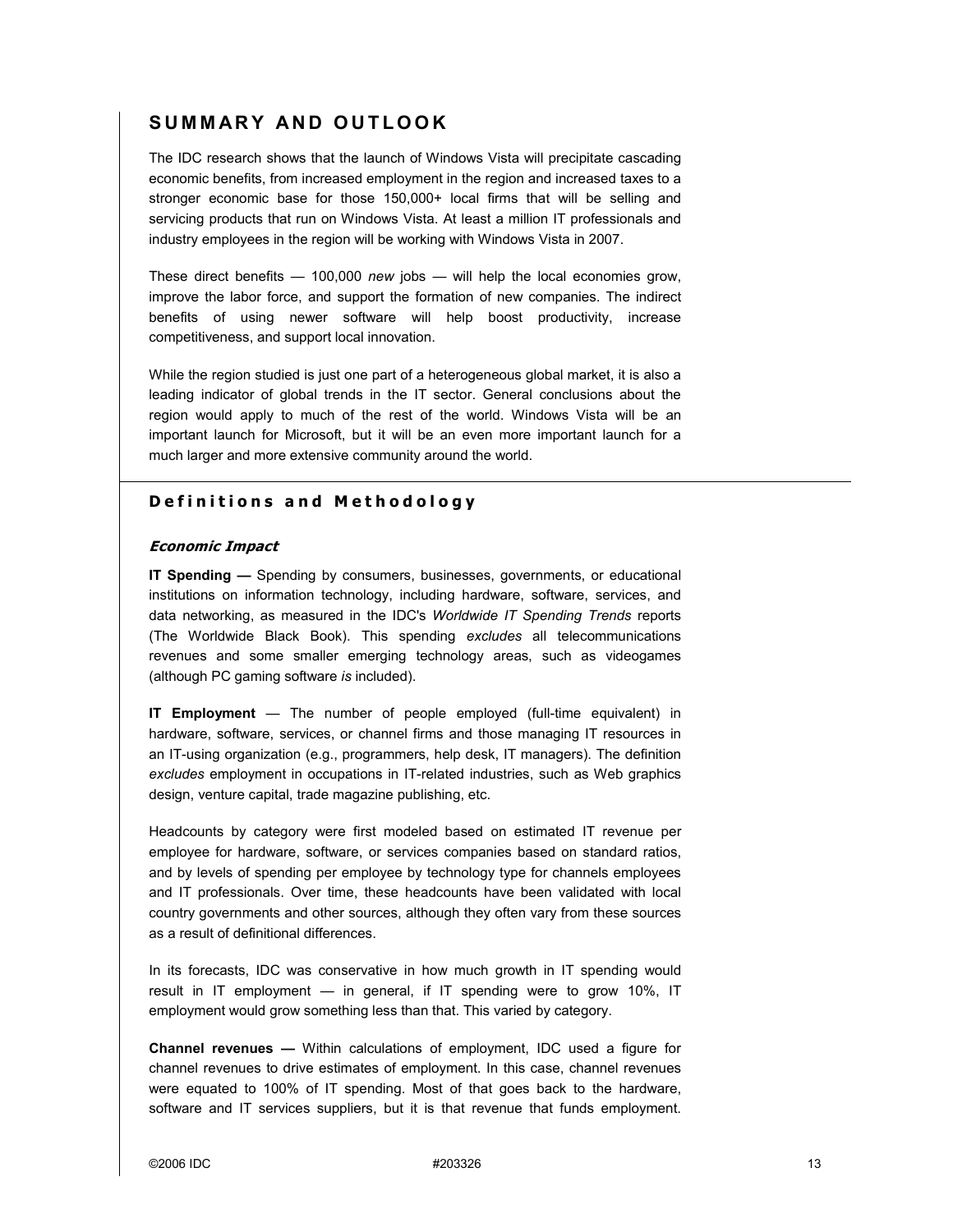## SUMMARY AND OUTLOOK

The IDC research shows that the launch of Windows Vista will precipitate cascading economic benefits, from increased employment in the region and increased taxes to a stronger economic base for those 150,000+ local firms that will be selling and servicing products that run on Windows Vista. At least a million IT professionals and industry employees in the region will be working with Windows Vista in 2007.

These direct benefits — 100,000 *new* jobs — will help the local economies grow, improve the labor force, and support the formation of new companies. The indirect benefits of using newer software will help boost productivity, increase competitiveness, and support local innovation.

While the region studied is just one part of a heterogeneous global market, it is also a leading indicator of global trends in the IT sector. General conclusions about the region would apply to much of the rest of the world. Windows Vista will be an important launch for Microsoft, but it will be an even more important launch for a much larger and more extensive community around the world.

### Definitions and Methodology

#### *Economic Impact*

**IT Spending —** Spending by consumers, businesses, governments, or educational institutions on information technology, including hardware, software, services, and data networking, as measured in the IDC's *Worldwide IT Spending Trends* reports (The Worldwide Black Book). This spending *excludes* all telecommunications revenues and some smaller emerging technology areas, such as videogames (although PC gaming software *is* included).

**IT Employment** — The number of people employed (full-time equivalent) in hardware, software, services, or channel firms and those managing IT resources in an IT-using organization (e.g., programmers, help desk, IT managers). The definition *excludes* employment in occupations in IT-related industries, such as Web graphics design, venture capital, trade magazine publishing, etc.

Headcounts by category were first modeled based on estimated IT revenue per employee for hardware, software, or services companies based on standard ratios, and by levels of spending per employee by technology type for channels employees and IT professionals. Over time, these headcounts have been validated with local country governments and other sources, although they often vary from these sources as a result of definitional differences.

In its forecasts, IDC was conservative in how much growth in IT spending would result in IT employment — in general, if IT spending were to grow 10%, IT employment would grow something less than that. This varied by category.

**Channel revenues —** Within calculations of employment, IDC used a figure for channel revenues to drive estimates of employment. In this case, channel revenues were equated to 100% of IT spending. Most of that goes back to the hardware, software and IT services suppliers, but it is that revenue that funds employment.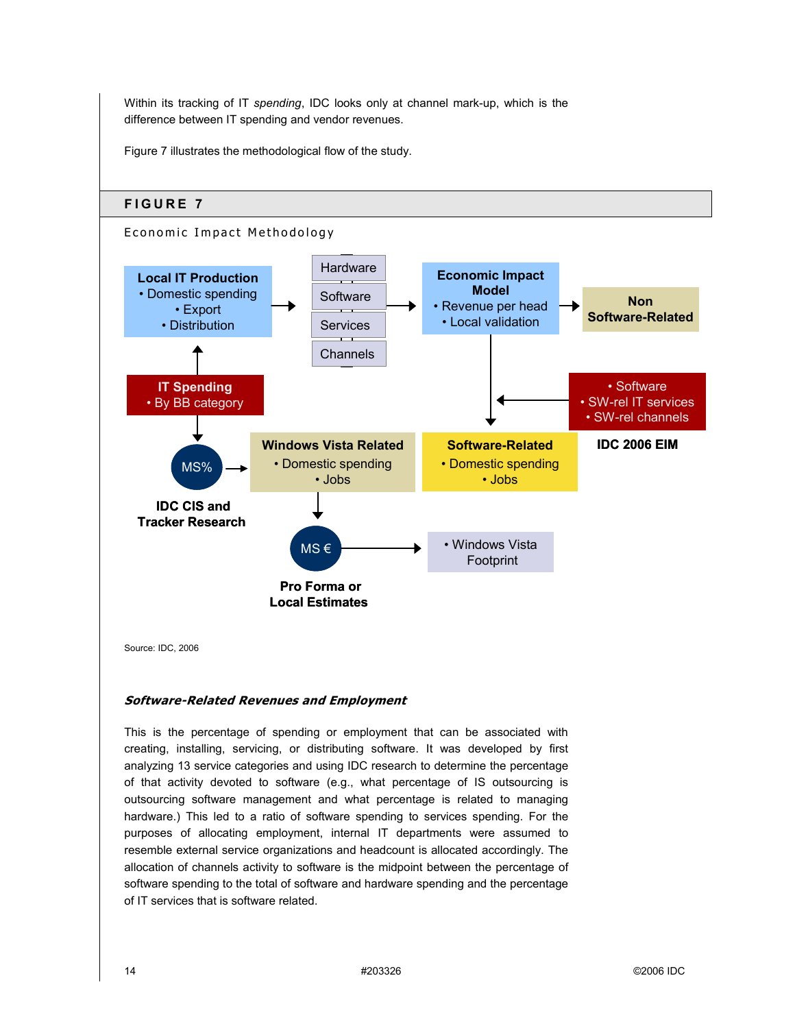Within its tracking of IT *spending*, IDC looks only at channel mark-up, which is the difference between IT spending and vendor revenues.

Figure 7 illustrates the methodological flow of the study.

## FIGURE 7

Economic Impact Methodology

**Local IT Production**
- Domestic spending
- Export
- Distribution

Hardware

Software

Services

Channels

**Economic Impact Model**
- Revenue per head
- Local validation

**Non Software-Related**

**IT Spending**
- By BB category

- Software
- SW-rel IT services
- SW-rel channels

**IDC 2006 EIM**

MS%

**IDC CIS and Tracker Research**

**Windows Vista Related**
- Domestic spending
- Jobs

**Software-Related**
- Domestic spending
- Jobs

MS €

**Pro Forma or Local Estimates**

- Windows Vista Footprint

Source: IDC, 2006

### *Software-Related Revenues and Employment*

This is the percentage of spending or employment that can be associated with creating, installing, servicing, or distributing software. It was developed by first analyzing 13 service categories and using IDC research to determine the percentage of that activity devoted to software (e.g., what percentage of IS outsourcing is outsourcing software management and what percentage is related to managing hardware.) This led to a ratio of software spending to services spending. For the purposes of allocating employment, internal IT departments were assumed to resemble external service organizations and headcount is allocated accordingly. The allocation of channels activity to software is the midpoint between the percentage of software spending to the total of software and hardware spending and the percentage of IT services that is software related.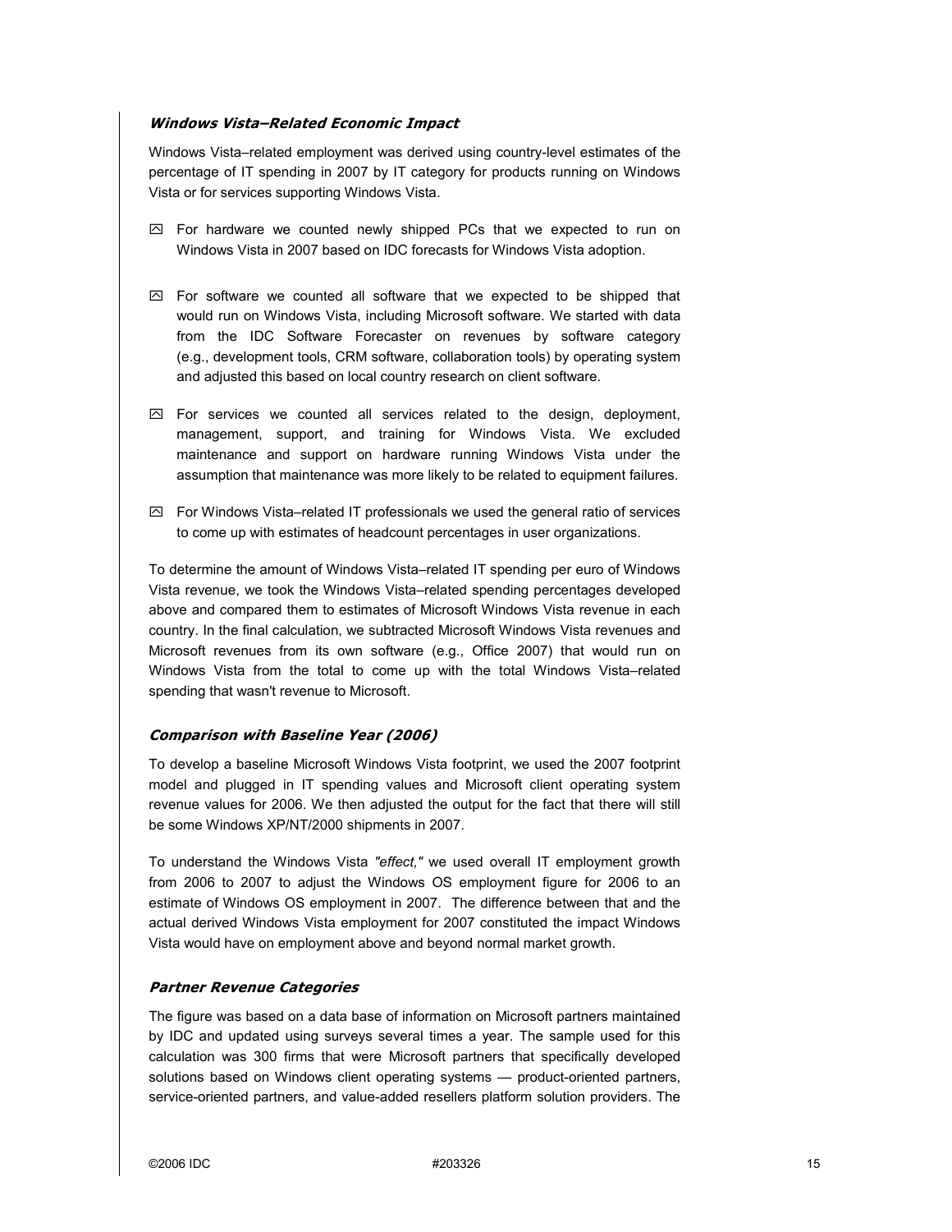### *Windows Vista–Related Economic Impact*

Windows Vista–related employment was derived using country-level estimates of the percentage of IT spending in 2007 by IT category for products running on Windows Vista or for services supporting Windows Vista.

- For hardware we counted newly shipped PCs that we expected to run on Windows Vista in 2007 based on IDC forecasts for Windows Vista adoption.
- For software we counted all software that we expected to be shipped that would run on Windows Vista, including Microsoft software. We started with data from the IDC Software Forecaster on revenues by software category (e.g., development tools, CRM software, collaboration tools) by operating system and adjusted this based on local country research on client software.
- For services we counted all services related to the design, deployment, management, support, and training for Windows Vista. We excluded maintenance and support on hardware running Windows Vista under the assumption that maintenance was more likely to be related to equipment failures.
- For Windows Vista–related IT professionals we used the general ratio of services to come up with estimates of headcount percentages in user organizations.

To determine the amount of Windows Vista–related IT spending per euro of Windows Vista revenue, we took the Windows Vista–related spending percentages developed above and compared them to estimates of Microsoft Windows Vista revenue in each country. In the final calculation, we subtracted Microsoft Windows Vista revenues and Microsoft revenues from its own software (e.g., Office 2007) that would run on Windows Vista from the total to come up with the total Windows Vista–related spending that wasn't revenue to Microsoft.

### *Comparison with Baseline Year (2006)*

To develop a baseline Microsoft Windows Vista footprint, we used the 2007 footprint model and plugged in IT spending values and Microsoft client operating system revenue values for 2006. We then adjusted the output for the fact that there will still be some Windows XP/NT/2000 shipments in 2007.

To understand the Windows Vista *"effect,"* we used overall IT employment growth from 2006 to 2007 to adjust the Windows OS employment figure for 2006 to an estimate of Windows OS employment in 2007. The difference between that and the actual derived Windows Vista employment for 2007 constituted the impact Windows Vista would have on employment above and beyond normal market growth.

### *Partner Revenue Categories*

The figure was based on a data base of information on Microsoft partners maintained by IDC and updated using surveys several times a year. The sample used for this calculation was 300 firms that were Microsoft partners that specifically developed solutions based on Windows client operating systems — product-oriented partners, service-oriented partners, and value-added resellers platform solution providers. The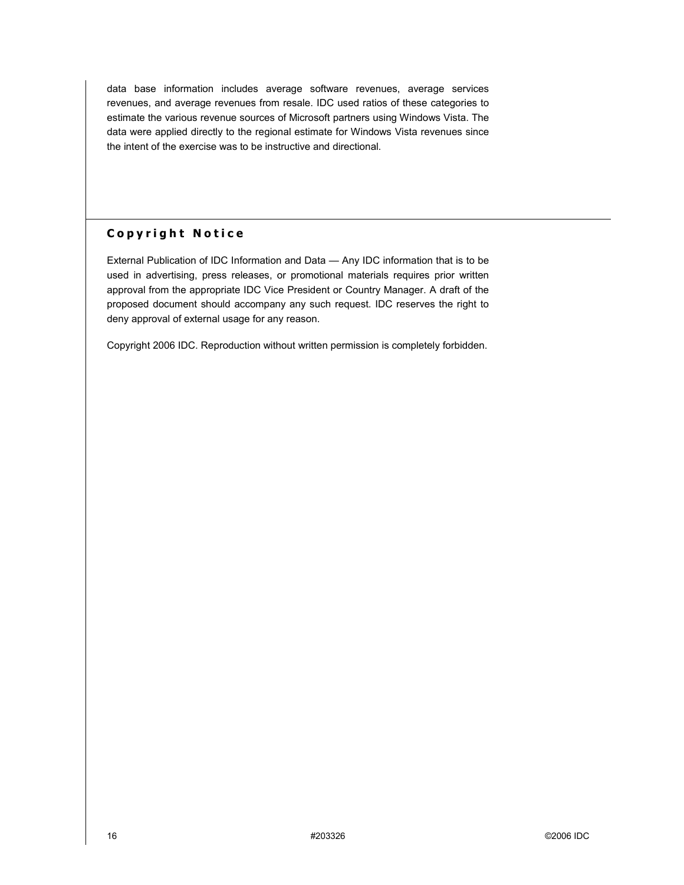data base information includes average software revenues, average services revenues, and average revenues from resale. IDC used ratios of these categories to estimate the various revenue sources of Microsoft partners using Windows Vista. The data were applied directly to the regional estimate for Windows Vista revenues since the intent of the exercise was to be instructive and directional.

## Copyright Notice

External Publication of IDC Information and Data — Any IDC information that is to be used in advertising, press releases, or promotional materials requires prior written approval from the appropriate IDC Vice President or Country Manager. A draft of the proposed document should accompany any such request. IDC reserves the right to deny approval of external usage for any reason.

Copyright 2006 IDC. Reproduction without written permission is completely forbidden.